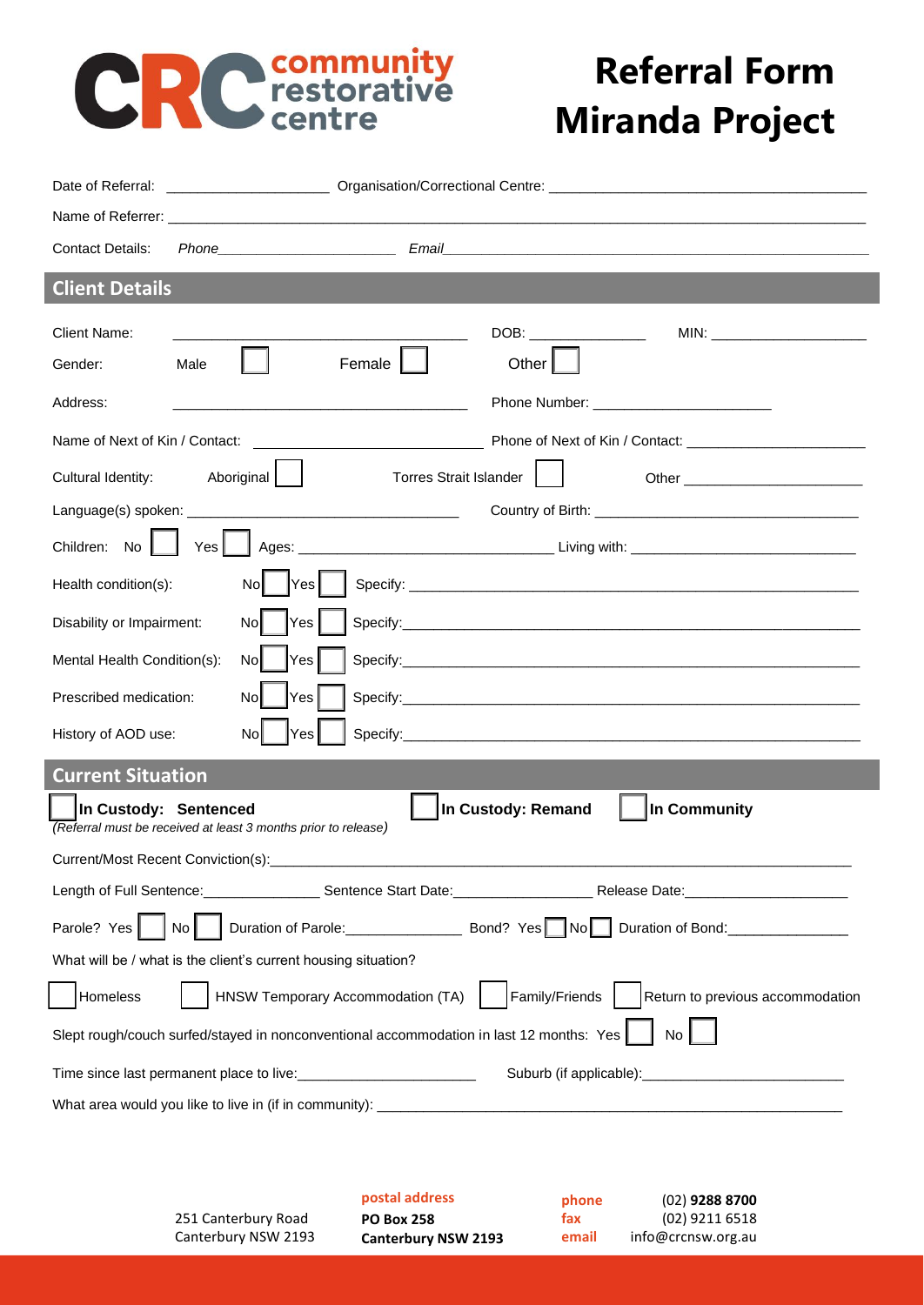**CRC community restorative centre**

# Referral Form Miranda Project

Date of Referral: ____________________ Organisation/Correctional Centre: ________________________________________

Name of Referrer: ____________________________________________________________________________________

Contact Details: *Phone*______________________ *Email*________________________________________________________

## Client Details

Client Name: ______________________________________ DOB: _______________ MIN: ____________________

Gender: Male ☐ Female ☐ Other ☐

Address: ______________________________________ Phone Number: ______________________

Name of Next of Kin / Contact: ____________________________ Phone of Next of Kin / Contact: ______________________

Cultural Identity: Aboriginal ☐ Torres Strait Islander ☐ Other ______________________

Language(s) spoken: ___________________________________ Country of Birth: _________________________________

Children: No ☐ Yes ☐ Ages: _________________________________ Living with: _____________________________

Health condition(s): No ☐ Yes ☐ Specify: ________________________________________________________

Disability or Impairment: No ☐ Yes ☐ Specify: ________________________________________________________

Mental Health Condition(s): No ☐ Yes ☐ Specify: ________________________________________________________

Prescribed medication: No ☐ Yes ☐ Specify: ________________________________________________________

History of AOD use: No ☐ Yes ☐ Specify: ________________________________________________________

## Current Situation

☐ **In Custody: Sentenced** ☐ **In Custody: Remand** ☐ **In Community**

*(Referral must be received at least 3 months prior to release)*

Current/Most Recent Conviction(s): ____________________________________________________________________

Length of Full Sentence: _______________ Sentence Start Date: _________________ Release Date: ____________________

Parole? Yes ☐ No ☐ Duration of Parole: _______________ Bond? Yes ☐ No ☐ Duration of Bond: _______________

What will be / what is the client's current housing situation?

☐ Homeless ☐ HNSW Temporary Accommodation (TA) ☐ Family/Friends ☐ Return to previous accommodation

Slept rough/couch surfed/stayed in nonconventional accommodation in last 12 months: Yes ☐ No ☐

Time since last permanent place to live: ______________________ Suburb (if applicable): _________________________

What area would you like to live in (if in community): ____________________________________________________________

251 Canterbury Road
Canterbury NSW 2193

**postal address**
**PO Box 258**
**Canterbury NSW 2193**

**phone** (02) **9288 8700**
**fax** (02) 9211 6518
**email** info@crcnsw.org.au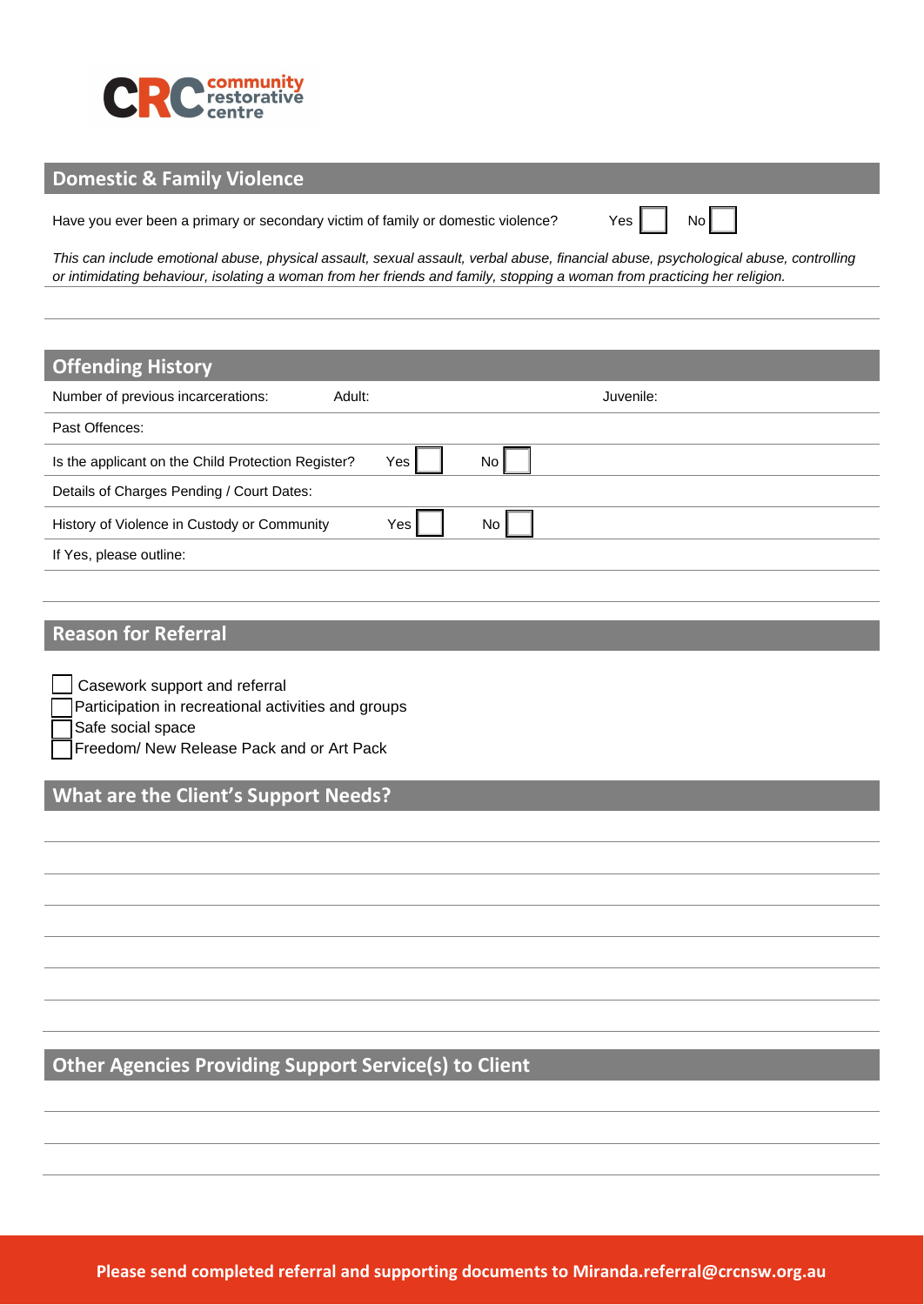## Domestic & Family Violence

Have you ever been a primary or secondary victim of family or domestic violence? Yes ☐ No ☐

*This can include emotional abuse, physical assault, sexual assault, verbal abuse, financial abuse, psychological abuse, controlling or intimidating behaviour, isolating a woman from her friends and family, stopping a woman from practicing her religion.*

## Offending History

Number of previous incarcerations: Adult: Juvenile:

Past Offences:

Is the applicant on the Child Protection Register? Yes ☐ No ☐

Details of Charges Pending / Court Dates:

History of Violence in Custody or Community Yes ☐ No ☐

If Yes, please outline:

## Reason for Referral

- ☐ Casework support and referral
- ☐ Participation in recreational activities and groups
- ☐ Safe social space
- ☐ Freedom/ New Release Pack and or Art Pack

## What are the Client's Support Needs?

## Other Agencies Providing Support Service(s) to Client

**Please send completed referral and supporting documents to Miranda.referral@crcnsw.org.au**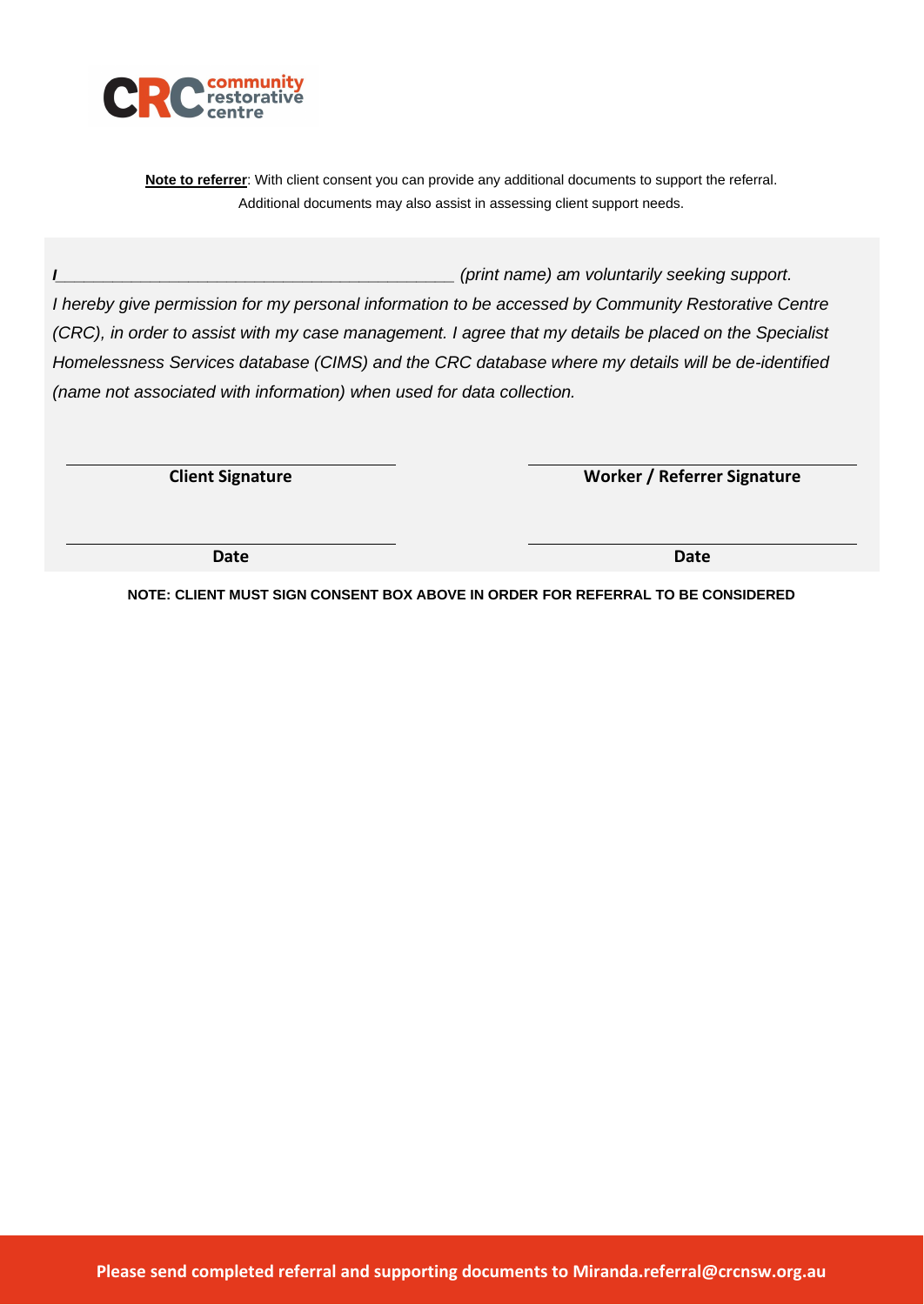**Note to referrer**: With client consent you can provide any additional documents to support the referral. Additional documents may also assist in assessing client support needs.

*I________________________________________ (print name) am voluntarily seeking support.*

*I hereby give permission for my personal information to be accessed by Community Restorative Centre (CRC), in order to assist with my case management. I agree that my details be placed on the Specialist Homelessness Services database (CIMS) and the CRC database where my details will be de-identified (name not associated with information) when used for data collection.*

| | |
|---|---|
| ______________________ | ______________________ |
| **Client Signature** | **Worker / Referrer Signature** |
| ______________________ | ______________________ |
| **Date** | **Date** |

**NOTE: CLIENT MUST SIGN CONSENT BOX ABOVE IN ORDER FOR REFERRAL TO BE CONSIDERED**

**Please send completed referral and supporting documents to Miranda.referral@crcnsw.org.au**